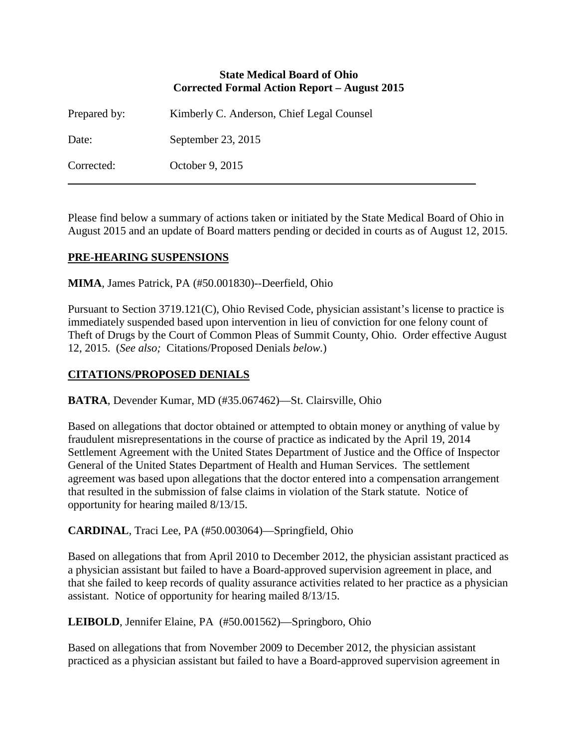**State Medical Board of Ohio**
**Corrected Formal Action Report – August 2015**

Prepared by: Kimberly C. Anderson, Chief Legal Counsel

Date: September 23, 2015

Corrected: October 9, 2015

---

Please find below a summary of actions taken or initiated by the State Medical Board of Ohio in August 2015 and an update of Board matters pending or decided in courts as of August 12, 2015.

## PRE-HEARING SUSPENSIONS

**MIMA**, James Patrick, PA (#50.001830)--Deerfield, Ohio

Pursuant to Section 3719.121(C), Ohio Revised Code, physician assistant's license to practice is immediately suspended based upon intervention in lieu of conviction for one felony count of Theft of Drugs by the Court of Common Pleas of Summit County, Ohio. Order effective August 12, 2015. (*See also;* Citations/Proposed Denials *below.*)

## CITATIONS/PROPOSED DENIALS

**BATRA**, Devender Kumar, MD (#35.067462)—St. Clairsville, Ohio

Based on allegations that doctor obtained or attempted to obtain money or anything of value by fraudulent misrepresentations in the course of practice as indicated by the April 19, 2014 Settlement Agreement with the United States Department of Justice and the Office of Inspector General of the United States Department of Health and Human Services. The settlement agreement was based upon allegations that the doctor entered into a compensation arrangement that resulted in the submission of false claims in violation of the Stark statute. Notice of opportunity for hearing mailed 8/13/15.

**CARDINAL**, Traci Lee, PA (#50.003064)—Springfield, Ohio

Based on allegations that from April 2010 to December 2012, the physician assistant practiced as a physician assistant but failed to have a Board-approved supervision agreement in place, and that she failed to keep records of quality assurance activities related to her practice as a physician assistant. Notice of opportunity for hearing mailed 8/13/15.

**LEIBOLD**, Jennifer Elaine, PA (#50.001562)—Springboro, Ohio

Based on allegations that from November 2009 to December 2012, the physician assistant practiced as a physician assistant but failed to have a Board-approved supervision agreement in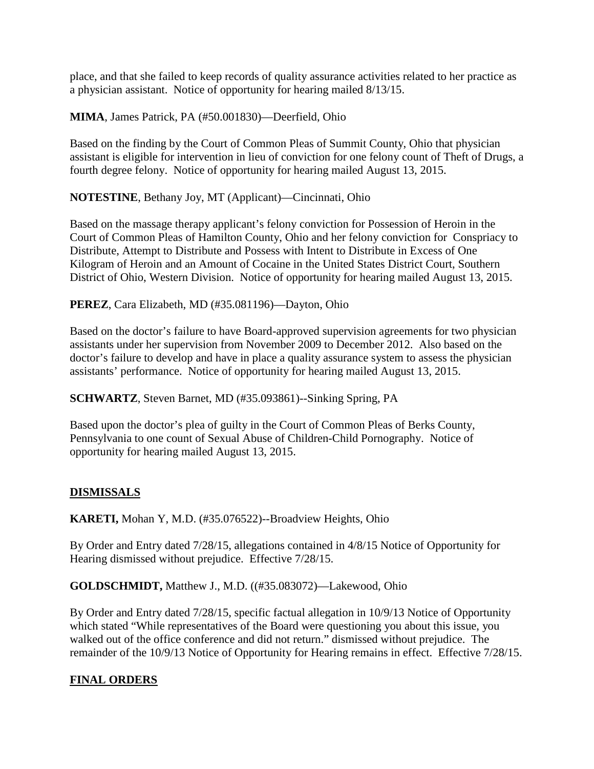place, and that she failed to keep records of quality assurance activities related to her practice as a physician assistant. Notice of opportunity for hearing mailed 8/13/15.

**MIMA**, James Patrick, PA (#50.001830)—Deerfield, Ohio

Based on the finding by the Court of Common Pleas of Summit County, Ohio that physician assistant is eligible for intervention in lieu of conviction for one felony count of Theft of Drugs, a fourth degree felony. Notice of opportunity for hearing mailed August 13, 2015.

**NOTESTINE**, Bethany Joy, MT (Applicant)—Cincinnati, Ohio

Based on the massage therapy applicant's felony conviction for Possession of Heroin in the Court of Common Pleas of Hamilton County, Ohio and her felony conviction for Conspriacy to Distribute, Attempt to Distribute and Possess with Intent to Distribute in Excess of One Kilogram of Heroin and an Amount of Cocaine in the United States District Court, Southern District of Ohio, Western Division. Notice of opportunity for hearing mailed August 13, 2015.

**PEREZ**, Cara Elizabeth, MD (#35.081196)—Dayton, Ohio

Based on the doctor's failure to have Board-approved supervision agreements for two physician assistants under her supervision from November 2009 to December 2012. Also based on the doctor's failure to develop and have in place a quality assurance system to assess the physician assistants' performance. Notice of opportunity for hearing mailed August 13, 2015.

**SCHWARTZ**, Steven Barnet, MD (#35.093861)--Sinking Spring, PA

Based upon the doctor's plea of guilty in the Court of Common Pleas of Berks County, Pennsylvania to one count of Sexual Abuse of Children-Child Pornography. Notice of opportunity for hearing mailed August 13, 2015.

## DISMISSALS

**KARETI,** Mohan Y, M.D. (#35.076522)--Broadview Heights, Ohio

By Order and Entry dated 7/28/15, allegations contained in 4/8/15 Notice of Opportunity for Hearing dismissed without prejudice. Effective 7/28/15.

**GOLDSCHMIDT,** Matthew J., M.D. ((#35.083072)—Lakewood, Ohio

By Order and Entry dated 7/28/15, specific factual allegation in 10/9/13 Notice of Opportunity which stated "While representatives of the Board were questioning you about this issue, you walked out of the office conference and did not return." dismissed without prejudice. The remainder of the 10/9/13 Notice of Opportunity for Hearing remains in effect. Effective 7/28/15.

## FINAL ORDERS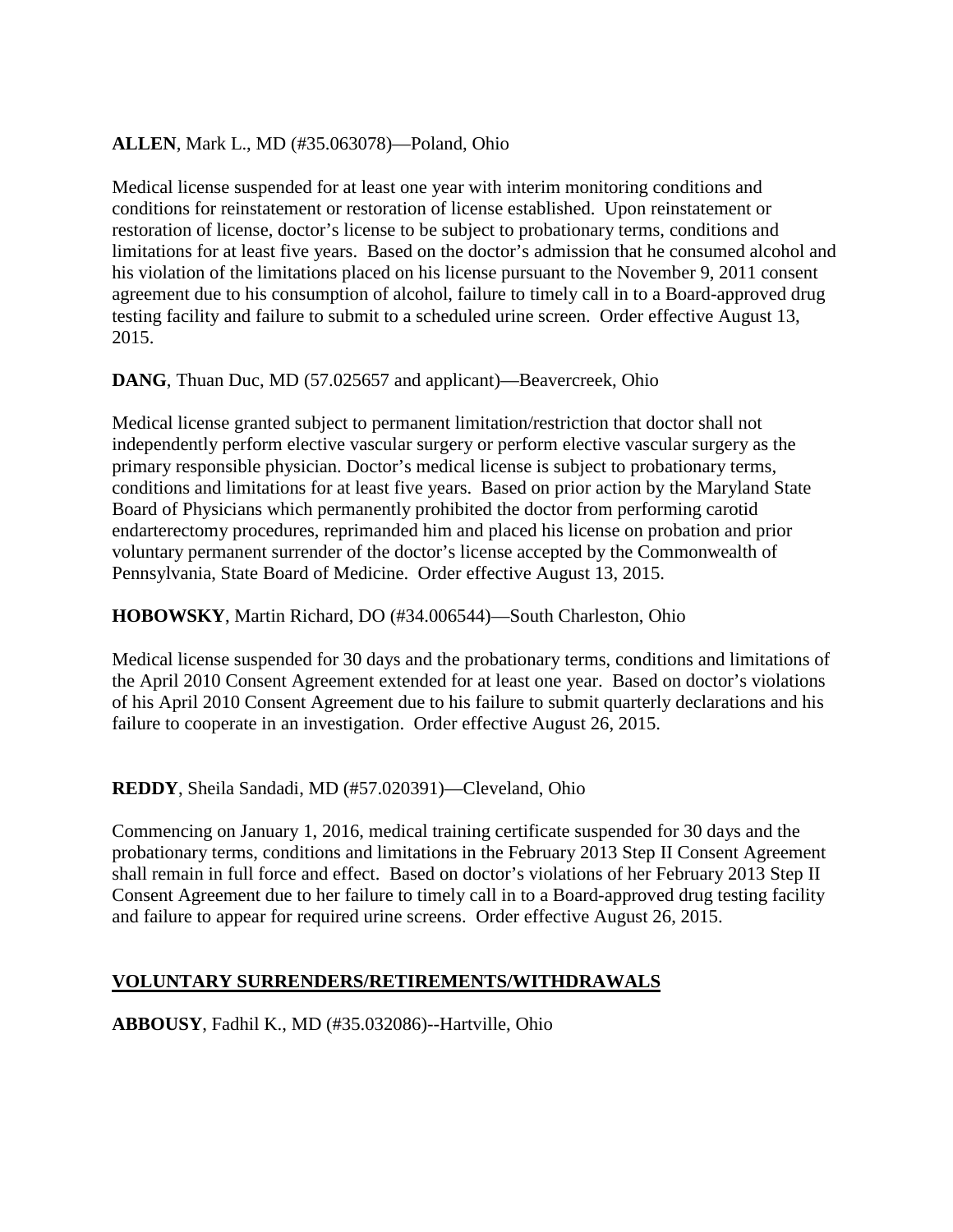**ALLEN**, Mark L., MD (#35.063078)—Poland, Ohio

Medical license suspended for at least one year with interim monitoring conditions and conditions for reinstatement or restoration of license established. Upon reinstatement or restoration of license, doctor's license to be subject to probationary terms, conditions and limitations for at least five years. Based on the doctor's admission that he consumed alcohol and his violation of the limitations placed on his license pursuant to the November 9, 2011 consent agreement due to his consumption of alcohol, failure to timely call in to a Board-approved drug testing facility and failure to submit to a scheduled urine screen. Order effective August 13, 2015.

**DANG**, Thuan Duc, MD (57.025657 and applicant)—Beavercreek, Ohio

Medical license granted subject to permanent limitation/restriction that doctor shall not independently perform elective vascular surgery or perform elective vascular surgery as the primary responsible physician. Doctor's medical license is subject to probationary terms, conditions and limitations for at least five years. Based on prior action by the Maryland State Board of Physicians which permanently prohibited the doctor from performing carotid endarterectomy procedures, reprimanded him and placed his license on probation and prior voluntary permanent surrender of the doctor's license accepted by the Commonwealth of Pennsylvania, State Board of Medicine. Order effective August 13, 2015.

**HOBOWSKY**, Martin Richard, DO (#34.006544)—South Charleston, Ohio

Medical license suspended for 30 days and the probationary terms, conditions and limitations of the April 2010 Consent Agreement extended for at least one year. Based on doctor's violations of his April 2010 Consent Agreement due to his failure to submit quarterly declarations and his failure to cooperate in an investigation. Order effective August 26, 2015.

**REDDY**, Sheila Sandadi, MD (#57.020391)—Cleveland, Ohio

Commencing on January 1, 2016, medical training certificate suspended for 30 days and the probationary terms, conditions and limitations in the February 2013 Step II Consent Agreement shall remain in full force and effect. Based on doctor's violations of her February 2013 Step II Consent Agreement due to her failure to timely call in to a Board-approved drug testing facility and failure to appear for required urine screens. Order effective August 26, 2015.

## VOLUNTARY SURRENDERS/RETIREMENTS/WITHDRAWALS

**ABBOUSY**, Fadhil K., MD (#35.032086)--Hartville, Ohio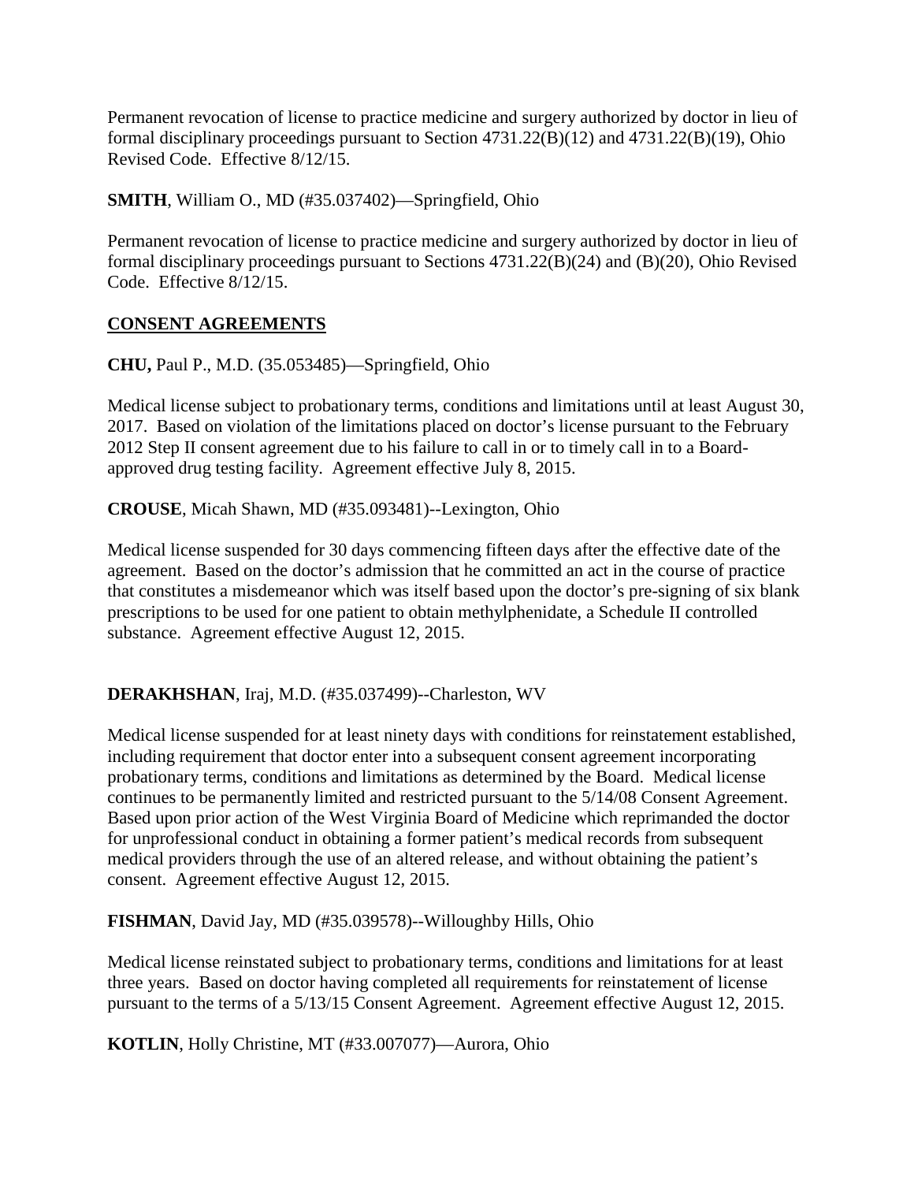Permanent revocation of license to practice medicine and surgery authorized by doctor in lieu of formal disciplinary proceedings pursuant to Section 4731.22(B)(12) and 4731.22(B)(19), Ohio Revised Code. Effective 8/12/15.

**SMITH**, William O., MD (#35.037402)—Springfield, Ohio

Permanent revocation of license to practice medicine and surgery authorized by doctor in lieu of formal disciplinary proceedings pursuant to Sections 4731.22(B)(24) and (B)(20), Ohio Revised Code. Effective 8/12/15.

**CONSENT AGREEMENTS**

**CHU,** Paul P., M.D. (35.053485)—Springfield, Ohio

Medical license subject to probationary terms, conditions and limitations until at least August 30, 2017. Based on violation of the limitations placed on doctor's license pursuant to the February 2012 Step II consent agreement due to his failure to call in or to timely call in to a Board-approved drug testing facility. Agreement effective July 8, 2015.

**CROUSE**, Micah Shawn, MD (#35.093481)--Lexington, Ohio

Medical license suspended for 30 days commencing fifteen days after the effective date of the agreement. Based on the doctor's admission that he committed an act in the course of practice that constitutes a misdemeanor which was itself based upon the doctor's pre-signing of six blank prescriptions to be used for one patient to obtain methylphenidate, a Schedule II controlled substance. Agreement effective August 12, 2015.

**DERAKHSHAN**, Iraj, M.D. (#35.037499)--Charleston, WV

Medical license suspended for at least ninety days with conditions for reinstatement established, including requirement that doctor enter into a subsequent consent agreement incorporating probationary terms, conditions and limitations as determined by the Board. Medical license continues to be permanently limited and restricted pursuant to the 5/14/08 Consent Agreement. Based upon prior action of the West Virginia Board of Medicine which reprimanded the doctor for unprofessional conduct in obtaining a former patient's medical records from subsequent medical providers through the use of an altered release, and without obtaining the patient's consent. Agreement effective August 12, 2015.

**FISHMAN**, David Jay, MD (#35.039578)--Willoughby Hills, Ohio

Medical license reinstated subject to probationary terms, conditions and limitations for at least three years. Based on doctor having completed all requirements for reinstatement of license pursuant to the terms of a 5/13/15 Consent Agreement. Agreement effective August 12, 2015.

**KOTLIN**, Holly Christine, MT (#33.007077)—Aurora, Ohio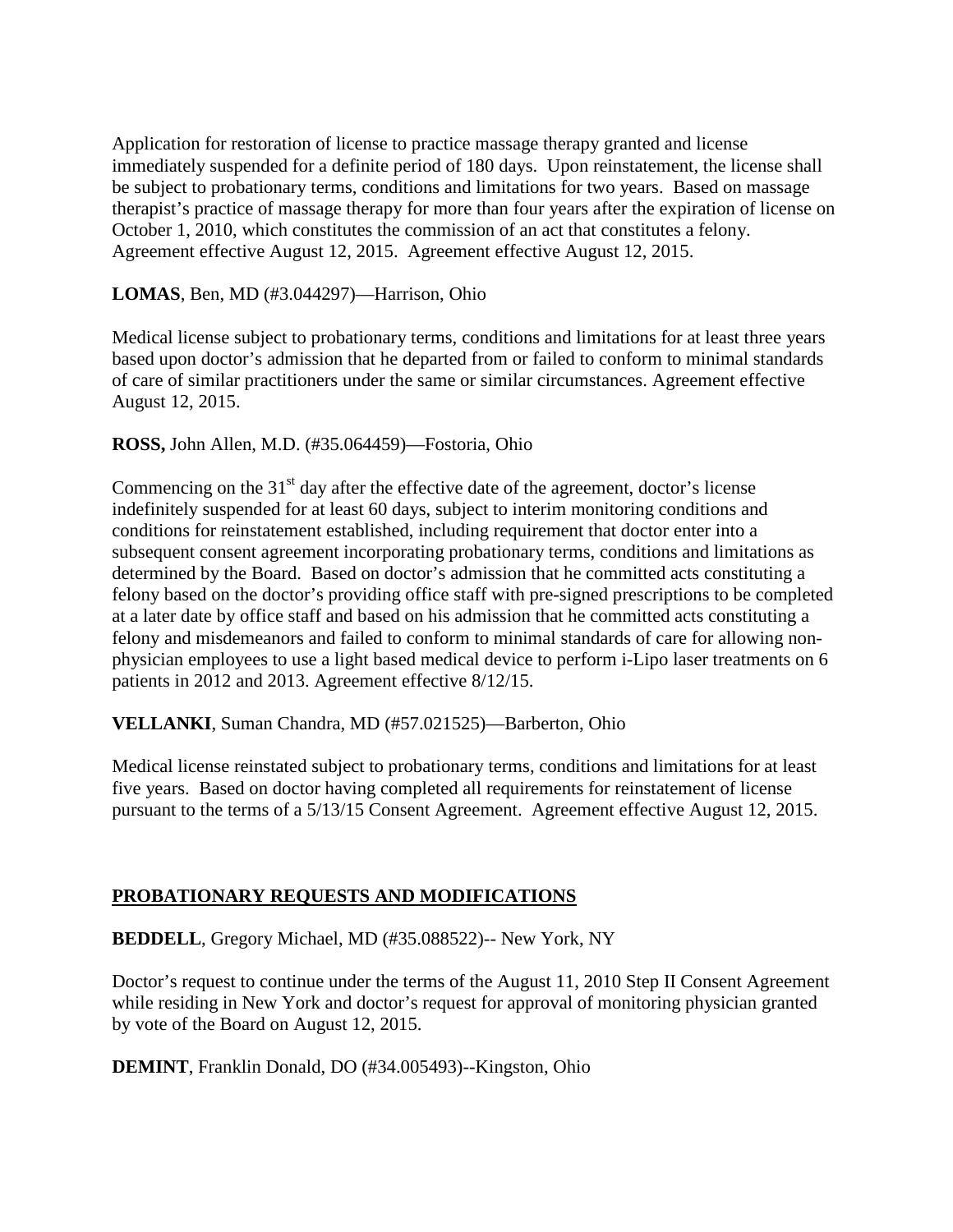Application for restoration of license to practice massage therapy granted and license immediately suspended for a definite period of 180 days. Upon reinstatement, the license shall be subject to probationary terms, conditions and limitations for two years. Based on massage therapist's practice of massage therapy for more than four years after the expiration of license on October 1, 2010, which constitutes the commission of an act that constitutes a felony. Agreement effective August 12, 2015. Agreement effective August 12, 2015.

**LOMAS**, Ben, MD (#3.044297)—Harrison, Ohio

Medical license subject to probationary terms, conditions and limitations for at least three years based upon doctor's admission that he departed from or failed to conform to minimal standards of care of similar practitioners under the same or similar circumstances. Agreement effective August 12, 2015.

**ROSS,** John Allen, M.D. (#35.064459)—Fostoria, Ohio

Commencing on the 31st day after the effective date of the agreement, doctor's license indefinitely suspended for at least 60 days, subject to interim monitoring conditions and conditions for reinstatement established, including requirement that doctor enter into a subsequent consent agreement incorporating probationary terms, conditions and limitations as determined by the Board. Based on doctor's admission that he committed acts constituting a felony based on the doctor's providing office staff with pre-signed prescriptions to be completed at a later date by office staff and based on his admission that he committed acts constituting a felony and misdemeanors and failed to conform to minimal standards of care for allowing non-physician employees to use a light based medical device to perform i-Lipo laser treatments on 6 patients in 2012 and 2013. Agreement effective 8/12/15.

**VELLANKI**, Suman Chandra, MD (#57.021525)—Barberton, Ohio

Medical license reinstated subject to probationary terms, conditions and limitations for at least five years. Based on doctor having completed all requirements for reinstatement of license pursuant to the terms of a 5/13/15 Consent Agreement. Agreement effective August 12, 2015.

## PROBATIONARY REQUESTS AND MODIFICATIONS

**BEDDELL**, Gregory Michael, MD (#35.088522)-- New York, NY

Doctor's request to continue under the terms of the August 11, 2010 Step II Consent Agreement while residing in New York and doctor's request for approval of monitoring physician granted by vote of the Board on August 12, 2015.

**DEMINT**, Franklin Donald, DO (#34.005493)--Kingston, Ohio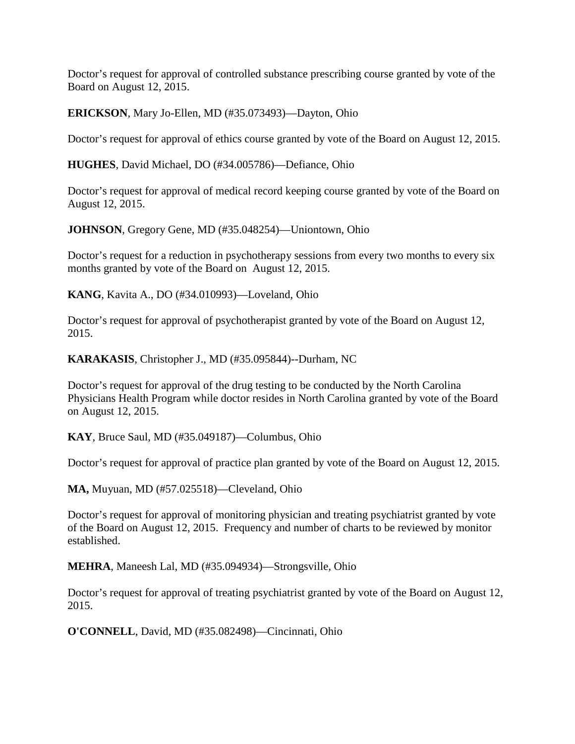Doctor's request for approval of controlled substance prescribing course granted by vote of the Board on August 12, 2015.

**ERICKSON**, Mary Jo-Ellen, MD (#35.073493)—Dayton, Ohio

Doctor's request for approval of ethics course granted by vote of the Board on August 12, 2015.

**HUGHES**, David Michael, DO (#34.005786)—Defiance, Ohio

Doctor's request for approval of medical record keeping course granted by vote of the Board on August 12, 2015.

**JOHNSON**, Gregory Gene, MD (#35.048254)—Uniontown, Ohio

Doctor's request for a reduction in psychotherapy sessions from every two months to every six months granted by vote of the Board on August 12, 2015.

**KANG**, Kavita A., DO (#34.010993)—Loveland, Ohio

Doctor's request for approval of psychotherapist granted by vote of the Board on August 12, 2015.

**KARAKASIS**, Christopher J., MD (#35.095844)--Durham, NC

Doctor's request for approval of the drug testing to be conducted by the North Carolina Physicians Health Program while doctor resides in North Carolina granted by vote of the Board on August 12, 2015.

**KAY**, Bruce Saul, MD (#35.049187)—Columbus, Ohio

Doctor's request for approval of practice plan granted by vote of the Board on August 12, 2015.

**MA,** Muyuan, MD (#57.025518)—Cleveland, Ohio

Doctor's request for approval of monitoring physician and treating psychiatrist granted by vote of the Board on August 12, 2015. Frequency and number of charts to be reviewed by monitor established.

**MEHRA**, Maneesh Lal, MD (#35.094934)—Strongsville, Ohio

Doctor's request for approval of treating psychiatrist granted by vote of the Board on August 12, 2015.

**O'CONNELL**, David, MD (#35.082498)—Cincinnati, Ohio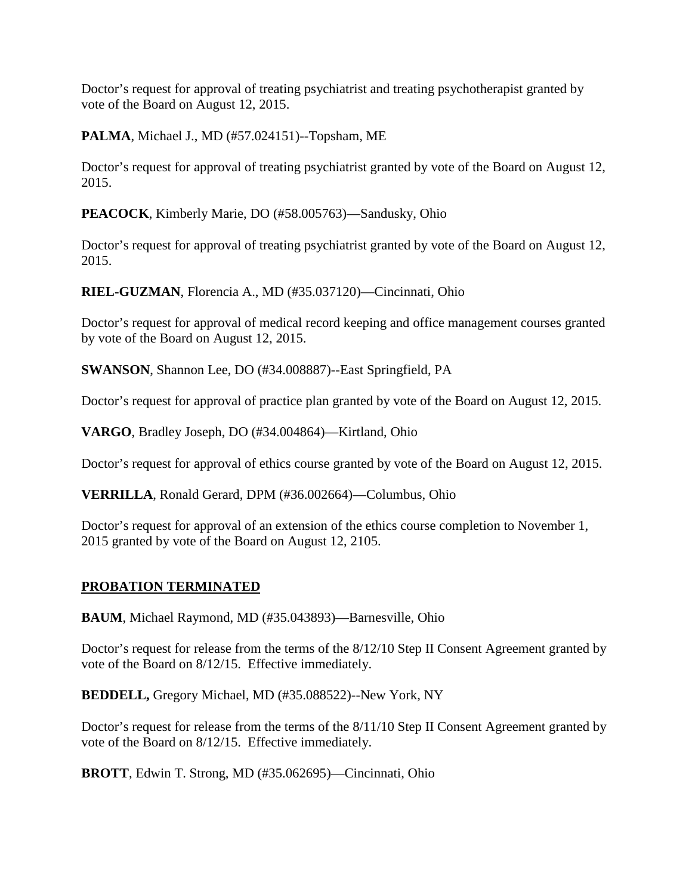Doctor's request for approval of treating psychiatrist and treating psychotherapist granted by vote of the Board on August 12, 2015.

**PALMA**, Michael J., MD (#57.024151)--Topsham, ME

Doctor's request for approval of treating psychiatrist granted by vote of the Board on August 12, 2015.

**PEACOCK**, Kimberly Marie, DO (#58.005763)—Sandusky, Ohio

Doctor's request for approval of treating psychiatrist granted by vote of the Board on August 12, 2015.

**RIEL-GUZMAN**, Florencia A., MD (#35.037120)—Cincinnati, Ohio

Doctor's request for approval of medical record keeping and office management courses granted by vote of the Board on August 12, 2015.

**SWANSON**, Shannon Lee, DO (#34.008887)--East Springfield, PA

Doctor's request for approval of practice plan granted by vote of the Board on August 12, 2015.

**VARGO**, Bradley Joseph, DO (#34.004864)—Kirtland, Ohio

Doctor's request for approval of ethics course granted by vote of the Board on August 12, 2015.

**VERRILLA**, Ronald Gerard, DPM (#36.002664)—Columbus, Ohio

Doctor's request for approval of an extension of the ethics course completion to November 1, 2015 granted by vote of the Board on August 12, 2105.

## **PROBATION TERMINATED**

**BAUM**, Michael Raymond, MD (#35.043893)—Barnesville, Ohio

Doctor's request for release from the terms of the 8/12/10 Step II Consent Agreement granted by vote of the Board on 8/12/15. Effective immediately.

**BEDDELL,** Gregory Michael, MD (#35.088522)--New York, NY

Doctor's request for release from the terms of the 8/11/10 Step II Consent Agreement granted by vote of the Board on 8/12/15. Effective immediately.

**BROTT**, Edwin T. Strong, MD (#35.062695)—Cincinnati, Ohio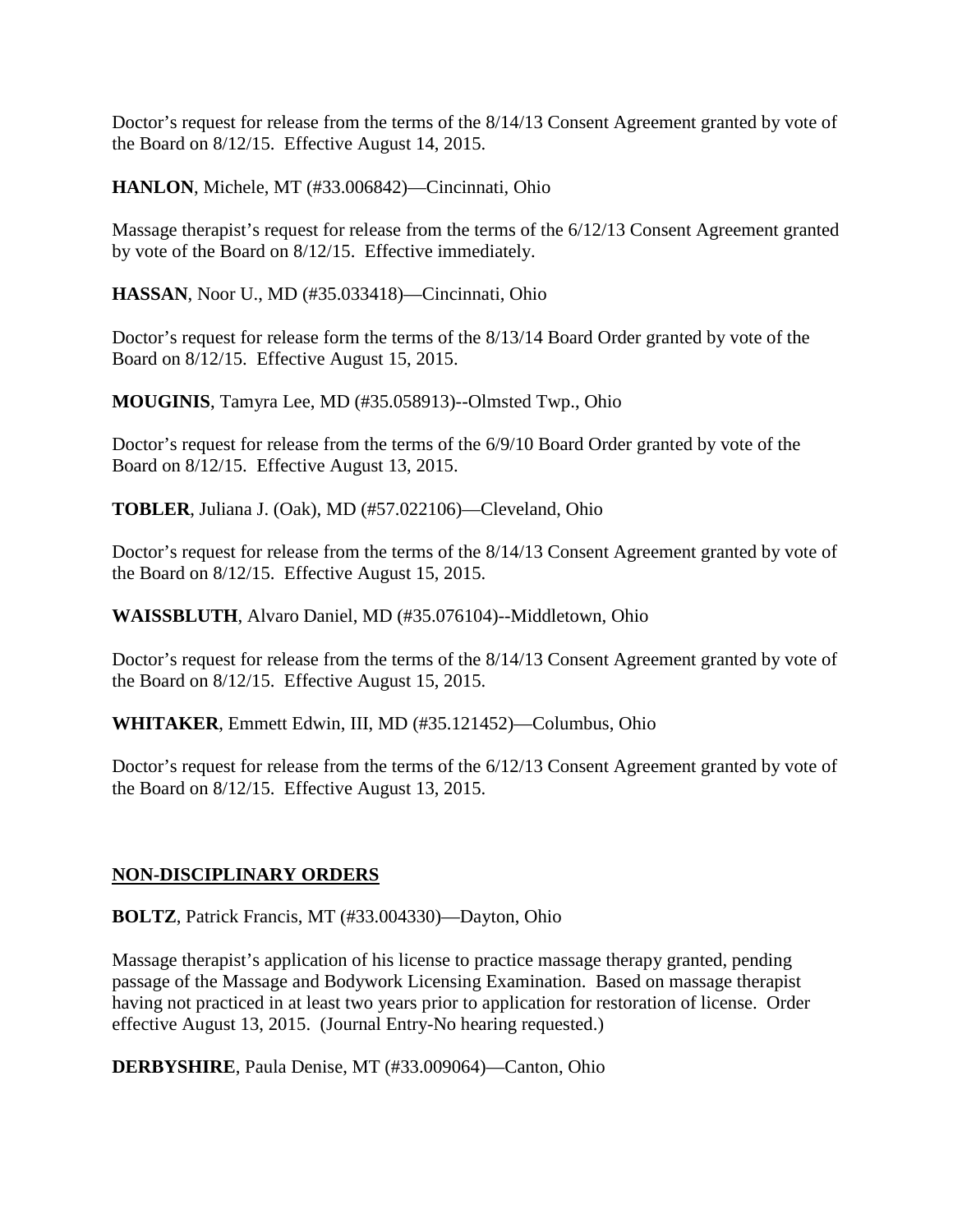Doctor's request for release from the terms of the 8/14/13 Consent Agreement granted by vote of the Board on 8/12/15. Effective August 14, 2015.

**HANLON**, Michele, MT (#33.006842)—Cincinnati, Ohio

Massage therapist's request for release from the terms of the 6/12/13 Consent Agreement granted by vote of the Board on 8/12/15. Effective immediately.

**HASSAN**, Noor U., MD (#35.033418)—Cincinnati, Ohio

Doctor's request for release form the terms of the 8/13/14 Board Order granted by vote of the Board on 8/12/15. Effective August 15, 2015.

**MOUGINIS**, Tamyra Lee, MD (#35.058913)--Olmsted Twp., Ohio

Doctor's request for release from the terms of the 6/9/10 Board Order granted by vote of the Board on 8/12/15. Effective August 13, 2015.

**TOBLER**, Juliana J. (Oak), MD (#57.022106)—Cleveland, Ohio

Doctor's request for release from the terms of the 8/14/13 Consent Agreement granted by vote of the Board on 8/12/15. Effective August 15, 2015.

**WAISSBLUTH**, Alvaro Daniel, MD (#35.076104)--Middletown, Ohio

Doctor's request for release from the terms of the 8/14/13 Consent Agreement granted by vote of the Board on 8/12/15. Effective August 15, 2015.

**WHITAKER**, Emmett Edwin, III, MD (#35.121452)—Columbus, Ohio

Doctor's request for release from the terms of the 6/12/13 Consent Agreement granted by vote of the Board on 8/12/15. Effective August 13, 2015.

## NON-DISCIPLINARY ORDERS

**BOLTZ**, Patrick Francis, MT (#33.004330)—Dayton, Ohio

Massage therapist's application of his license to practice massage therapy granted, pending passage of the Massage and Bodywork Licensing Examination. Based on massage therapist having not practiced in at least two years prior to application for restoration of license. Order effective August 13, 2015. (Journal Entry-No hearing requested.)

**DERBYSHIRE**, Paula Denise, MT (#33.009064)—Canton, Ohio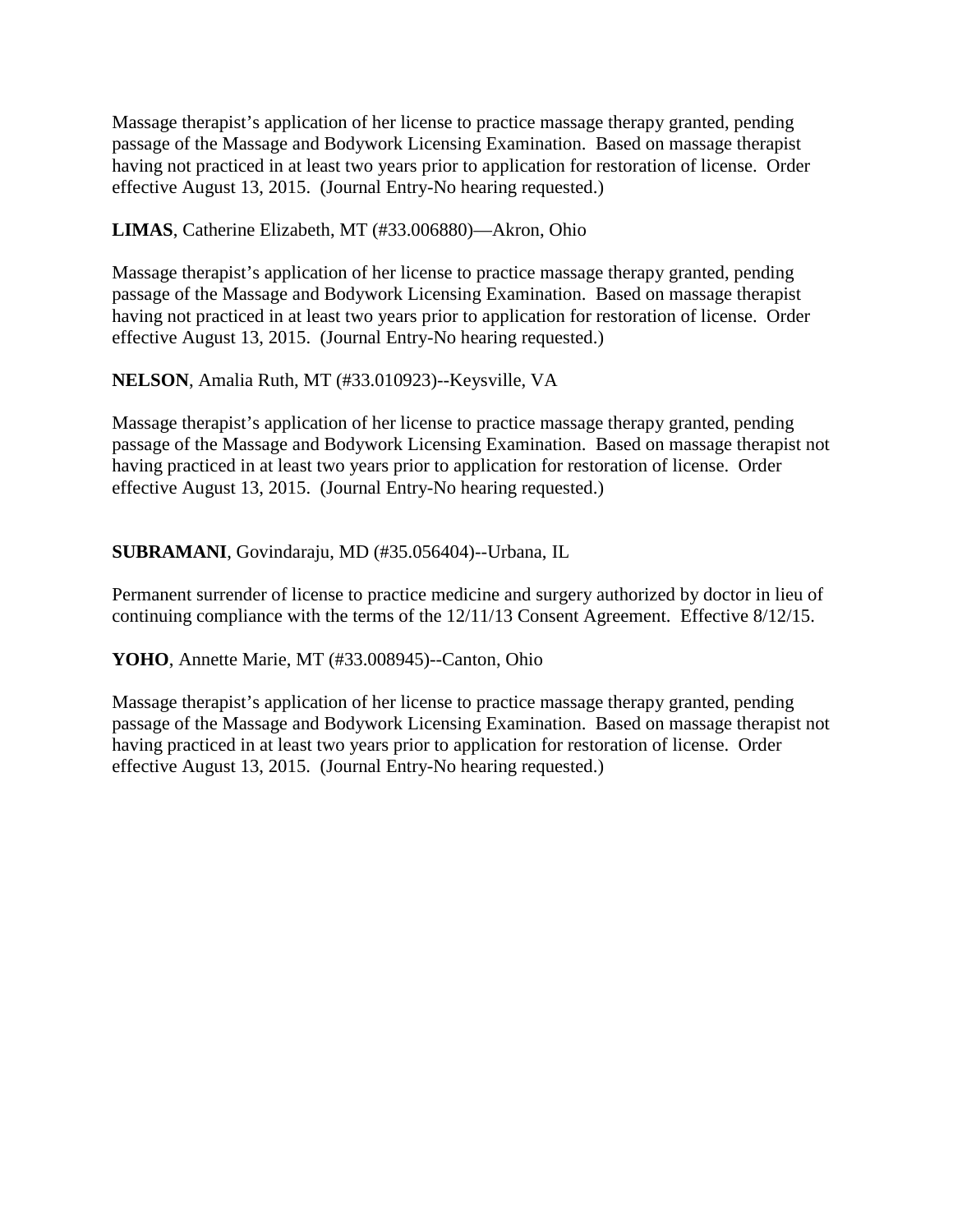Massage therapist's application of her license to practice massage therapy granted, pending passage of the Massage and Bodywork Licensing Examination. Based on massage therapist having not practiced in at least two years prior to application for restoration of license. Order effective August 13, 2015. (Journal Entry-No hearing requested.)

**LIMAS**, Catherine Elizabeth, MT (#33.006880)—Akron, Ohio

Massage therapist's application of her license to practice massage therapy granted, pending passage of the Massage and Bodywork Licensing Examination. Based on massage therapist having not practiced in at least two years prior to application for restoration of license. Order effective August 13, 2015. (Journal Entry-No hearing requested.)

**NELSON**, Amalia Ruth, MT (#33.010923)--Keysville, VA

Massage therapist's application of her license to practice massage therapy granted, pending passage of the Massage and Bodywork Licensing Examination. Based on massage therapist not having practiced in at least two years prior to application for restoration of license. Order effective August 13, 2015. (Journal Entry-No hearing requested.)

**SUBRAMANI**, Govindaraju, MD (#35.056404)--Urbana, IL

Permanent surrender of license to practice medicine and surgery authorized by doctor in lieu of continuing compliance with the terms of the 12/11/13 Consent Agreement. Effective 8/12/15.

**YOHO**, Annette Marie, MT (#33.008945)--Canton, Ohio

Massage therapist's application of her license to practice massage therapy granted, pending passage of the Massage and Bodywork Licensing Examination. Based on massage therapist not having practiced in at least two years prior to application for restoration of license. Order effective August 13, 2015. (Journal Entry-No hearing requested.)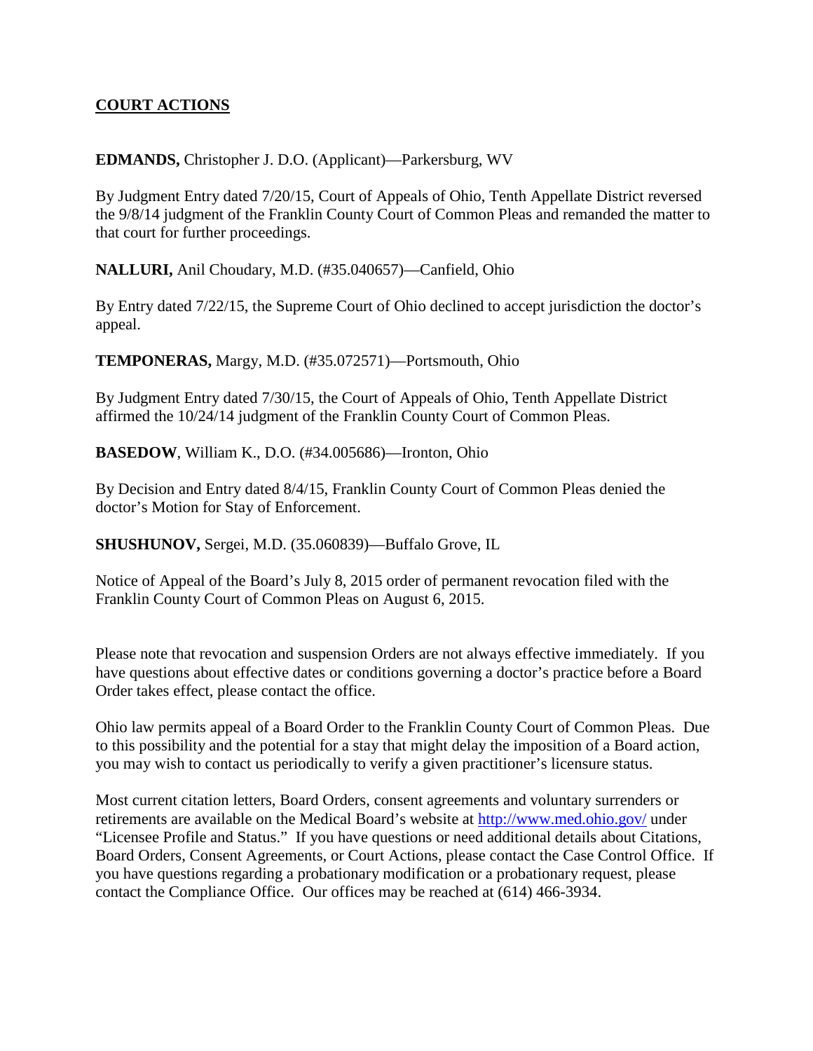## COURT ACTIONS

**EDMANDS,** Christopher J. D.O. (Applicant)—Parkersburg, WV

By Judgment Entry dated 7/20/15, Court of Appeals of Ohio, Tenth Appellate District reversed the 9/8/14 judgment of the Franklin County Court of Common Pleas and remanded the matter to that court for further proceedings.

**NALLURI,** Anil Choudary, M.D. (#35.040657)—Canfield, Ohio

By Entry dated 7/22/15, the Supreme Court of Ohio declined to accept jurisdiction the doctor's appeal.

**TEMPONERAS,** Margy, M.D. (#35.072571)—Portsmouth, Ohio

By Judgment Entry dated 7/30/15, the Court of Appeals of Ohio, Tenth Appellate District affirmed the 10/24/14 judgment of the Franklin County Court of Common Pleas.

**BASEDOW**, William K., D.O. (#34.005686)—Ironton, Ohio

By Decision and Entry dated 8/4/15, Franklin County Court of Common Pleas denied the doctor's Motion for Stay of Enforcement.

**SHUSHUNOV,** Sergei, M.D. (35.060839)—Buffalo Grove, IL

Notice of Appeal of the Board's July 8, 2015 order of permanent revocation filed with the Franklin County Court of Common Pleas on August 6, 2015.

Please note that revocation and suspension Orders are not always effective immediately. If you have questions about effective dates or conditions governing a doctor's practice before a Board Order takes effect, please contact the office.

Ohio law permits appeal of a Board Order to the Franklin County Court of Common Pleas. Due to this possibility and the potential for a stay that might delay the imposition of a Board action, you may wish to contact us periodically to verify a given practitioner's licensure status.

Most current citation letters, Board Orders, consent agreements and voluntary surrenders or retirements are available on the Medical Board's website at http://www.med.ohio.gov/ under "Licensee Profile and Status." If you have questions or need additional details about Citations, Board Orders, Consent Agreements, or Court Actions, please contact the Case Control Office. If you have questions regarding a probationary modification or a probationary request, please contact the Compliance Office. Our offices may be reached at (614) 466-3934.